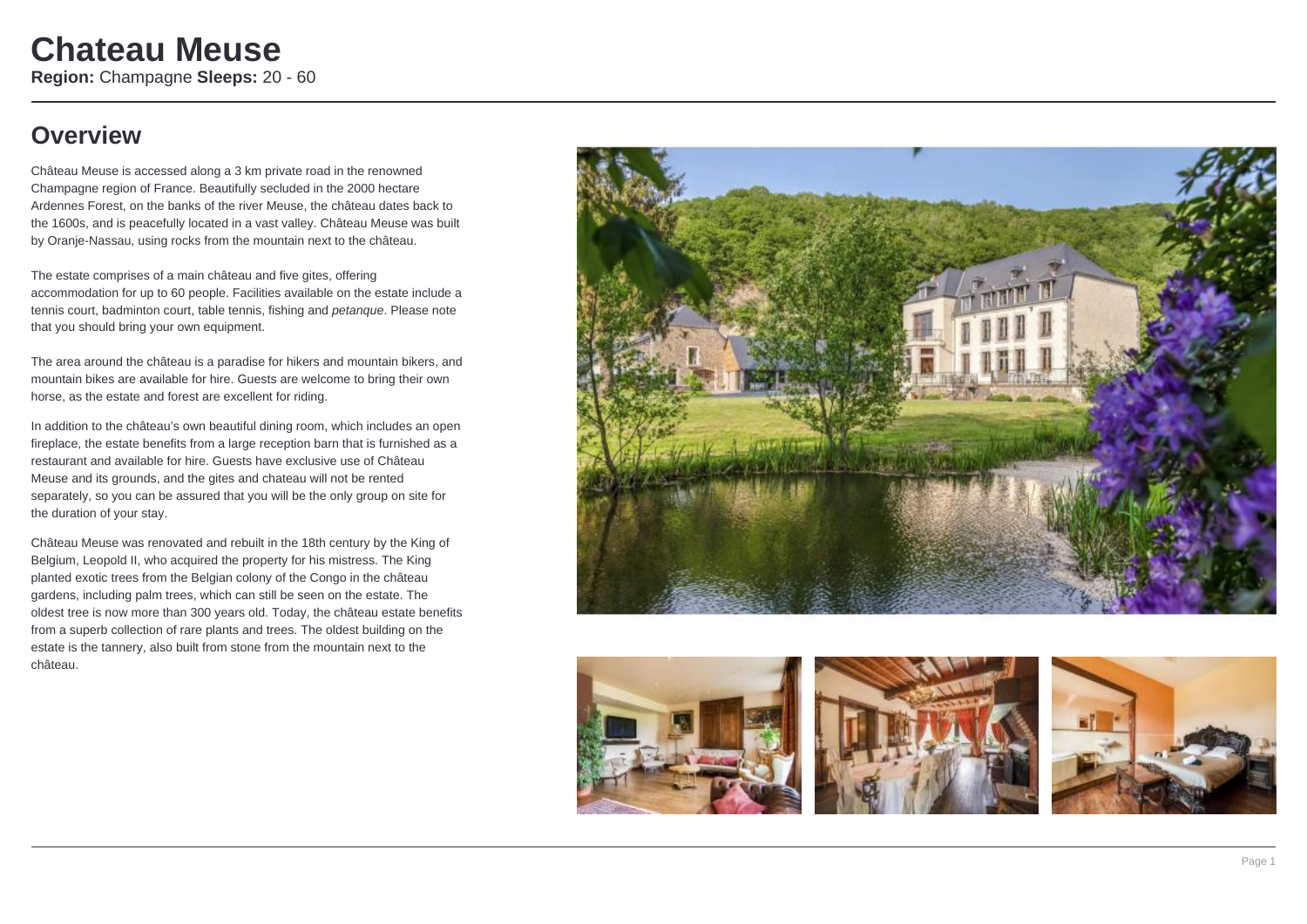# Chateau Meuse

**Region:** Champagne **Sleeps:** 20 - 60

## Overview

Château Meuse is accessed along a 3 km private road in the renowned Champagne region of France. Beautifully secluded in the 2000 hectare Ardennes Forest, on the banks of the river Meuse, the château dates back to the 1600s, and is peacefully located in a vast valley. Château Meuse was built by Oranje-Nassau, using rocks from the mountain next to the château.

The estate comprises of a main château and five gites, offering accommodation for up to 60 people. Facilities available on the estate include a tennis court, badminton court, table tennis, fishing and *petanque*. Please note that you should bring your own equipment.

The area around the château is a paradise for hikers and mountain bikers, and mountain bikes are available for hire. Guests are welcome to bring their own horse, as the estate and forest are excellent for riding.

In addition to the château's own beautiful dining room, which includes an open fireplace, the estate benefits from a large reception barn that is furnished as a restaurant and available for hire. Guests have exclusive use of Château Meuse and its grounds, and the gites and chateau will not be rented separately, so you can be assured that you will be the only group on site for the duration of your stay.

Château Meuse was renovated and rebuilt in the 18th century by the King of Belgium, Leopold II, who acquired the property for his mistress. The King planted exotic trees from the Belgian colony of the Congo in the château gardens, including palm trees, which can still be seen on the estate. The oldest tree is now more than 300 years old. Today, the château estate benefits from a superb collection of rare plants and trees. The oldest building on the estate is the tannery, also built from stone from the mountain next to the château.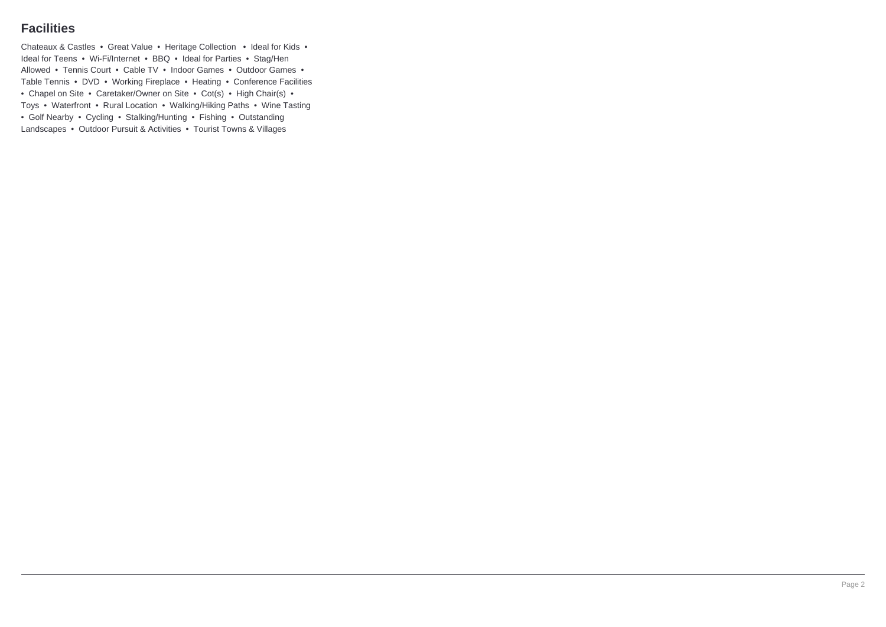## Facilities

Chateaux & Castles • Great Value • Heritage Collection • Ideal for Kids • Ideal for Teens • Wi-Fi/Internet • BBQ • Ideal for Parties • Stag/Hen Allowed • Tennis Court • Cable TV • Indoor Games • Outdoor Games • Table Tennis • DVD • Working Fireplace • Heating • Conference Facilities • Chapel on Site • Caretaker/Owner on Site • Cot(s) • High Chair(s) • Toys • Waterfront • Rural Location • Walking/Hiking Paths • Wine Tasting • Golf Nearby • Cycling • Stalking/Hunting • Fishing • Outstanding Landscapes • Outdoor Pursuit & Activities • Tourist Towns & Villages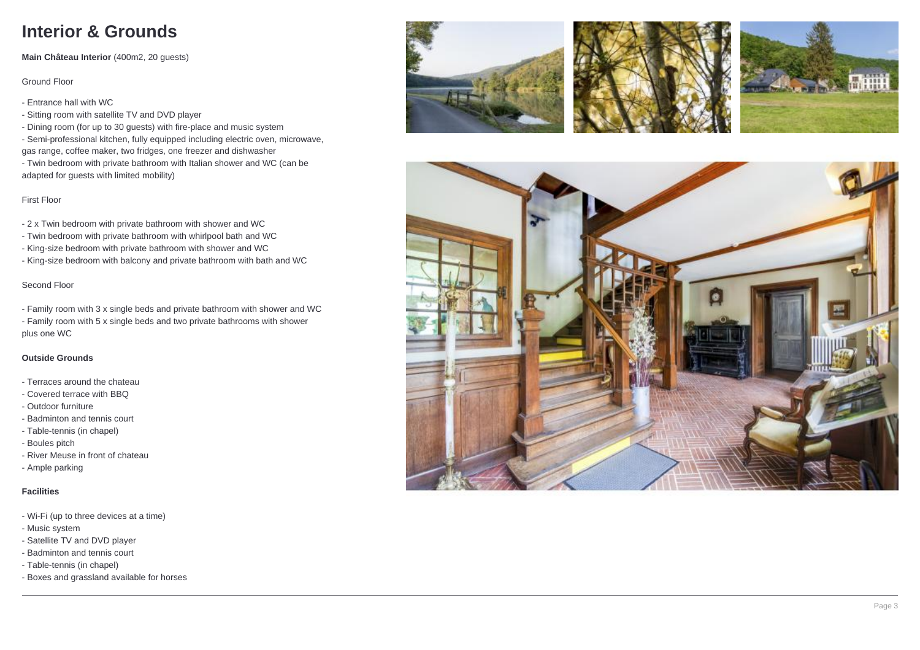# Interior & Grounds

**Main Château Interior** (400m2, 20 guests)

Ground Floor

- Entrance hall with WC
- Sitting room with satellite TV and DVD player
- Dining room (for up to 30 guests) with fire-place and music system
- Semi-professional kitchen, fully equipped including electric oven, microwave, gas range, coffee maker, two fridges, one freezer and dishwasher
- Twin bedroom with private bathroom with Italian shower and WC (can be adapted for guests with limited mobility)

First Floor

- 2 x Twin bedroom with private bathroom with shower and WC
- Twin bedroom with private bathroom with whirlpool bath and WC
- King-size bedroom with private bathroom with shower and WC
- King-size bedroom with balcony and private bathroom with bath and WC

Second Floor

- Family room with 3 x single beds and private bathroom with shower and WC
- Family room with 5 x single beds and two private bathrooms with shower plus one WC

**Outside Grounds**

- Terraces around the chateau
- Covered terrace with BBQ
- Outdoor furniture
- Badminton and tennis court
- Table-tennis (in chapel)
- Boules pitch
- River Meuse in front of chateau
- Ample parking

**Facilities**

- Wi-Fi (up to three devices at a time)
- Music system
- Satellite TV and DVD player
- Badminton and tennis court
- Table-tennis (in chapel)
- Boxes and grassland available for horses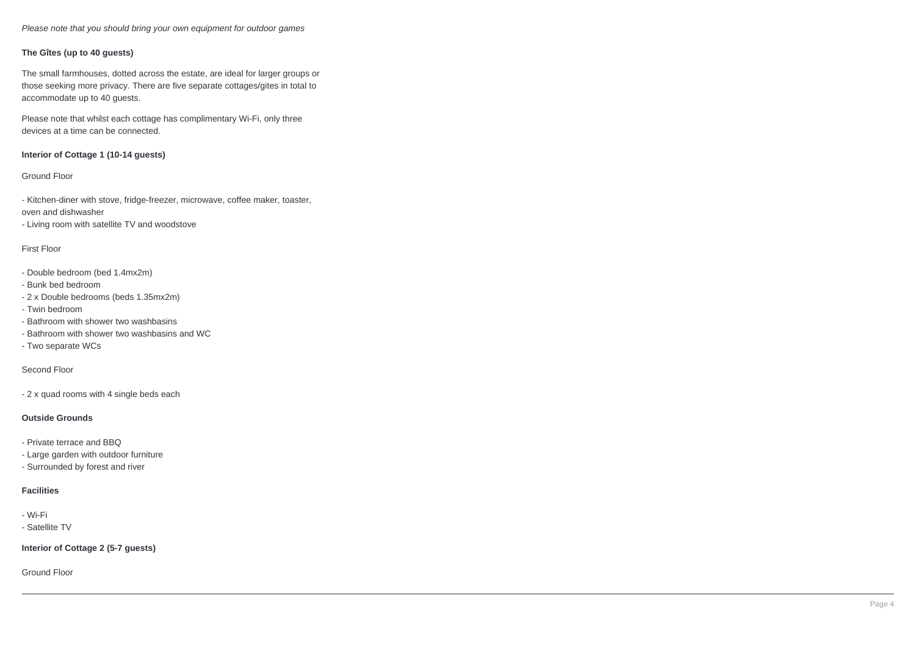*Please note that you should bring your own equipment for outdoor games*

**The Gîtes (up to 40 guests)**

The small farmhouses, dotted across the estate, are ideal for larger groups or those seeking more privacy. There are five separate cottages/gites in total to accommodate up to 40 guests.

Please note that whilst each cottage has complimentary Wi-Fi, only three devices at a time can be connected.

**Interior of Cottage 1 (10-14 guests)**

Ground Floor

- Kitchen-diner with stove, fridge-freezer, microwave, coffee maker, toaster, oven and dishwasher
- Living room with satellite TV and woodstove

First Floor

- Double bedroom (bed 1.4mx2m)
- Bunk bed bedroom
- 2 x Double bedrooms (beds 1.35mx2m)
- Twin bedroom
- Bathroom with shower two washbasins
- Bathroom with shower two washbasins and WC
- Two separate WCs

Second Floor

- 2 x quad rooms with 4 single beds each

**Outside Grounds**

- Private terrace and BBQ
- Large garden with outdoor furniture
- Surrounded by forest and river

**Facilities**

- Wi-Fi
- Satellite TV

**Interior of Cottage 2 (5-7 guests)**

Ground Floor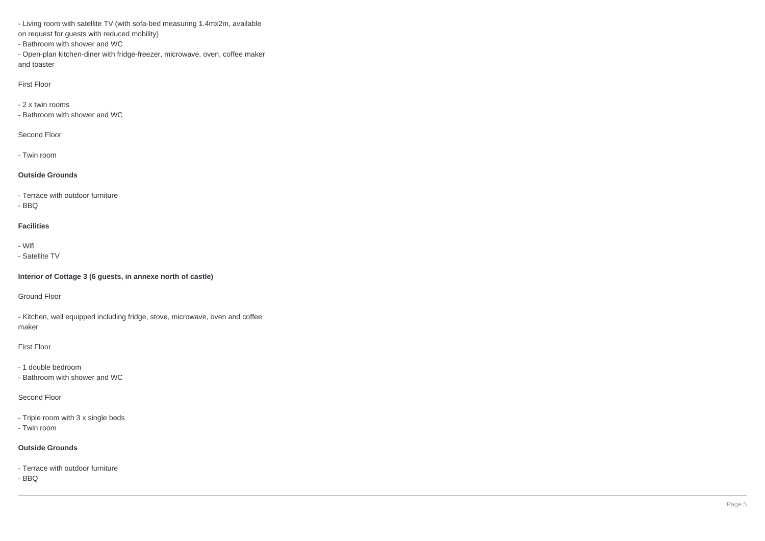- Living room with satellite TV (with sofa-bed measuring 1.4mx2m, available on request for guests with reduced mobility)
- Bathroom with shower and WC
- Open-plan kitchen-diner with fridge-freezer, microwave, oven, coffee maker and toaster

First Floor

- 2 x twin rooms
- Bathroom with shower and WC

Second Floor

- Twin room

**Outside Grounds**

- Terrace with outdoor furniture
- BBQ

**Facilities**

- Wifi
- Satellite TV

**Interior of Cottage 3 (6 guests, in annexe north of castle)**

Ground Floor

- Kitchen, well equipped including fridge, stove, microwave, oven and coffee maker

First Floor

- 1 double bedroom
- Bathroom with shower and WC

Second Floor

- Triple room with 3 x single beds
- Twin room

**Outside Grounds**

- Terrace with outdoor furniture
- BBQ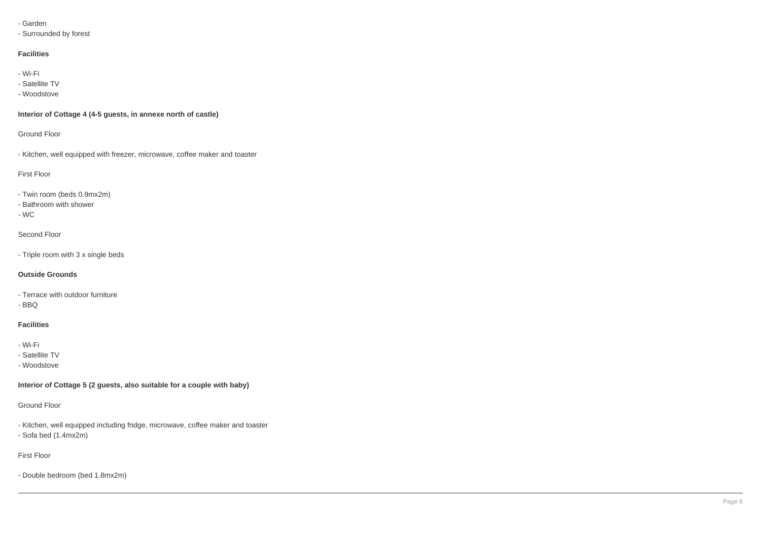- Garden
- Surrounded by forest

**Facilities**

- Wi-Fi
- Satellite TV
- Woodstove

**Interior of Cottage 4 (4-5 guests, in annexe north of castle)**

Ground Floor

- Kitchen, well equipped with freezer, microwave, coffee maker and toaster

First Floor

- Twin room (beds 0.9mx2m)
- Bathroom with shower
- WC

Second Floor

- Triple room with 3 x single beds

**Outside Grounds**

- Terrace with outdoor furniture
- BBQ

**Facilities**

- Wi-Fi
- Satellite TV
- Woodstove

**Interior of Cottage 5 (2 guests, also suitable for a couple with baby)**

Ground Floor

- Kitchen, well equipped including fridge, microwave, coffee maker and toaster
- Sofa bed (1.4mx2m)

First Floor

- Double bedroom (bed 1.8mx2m)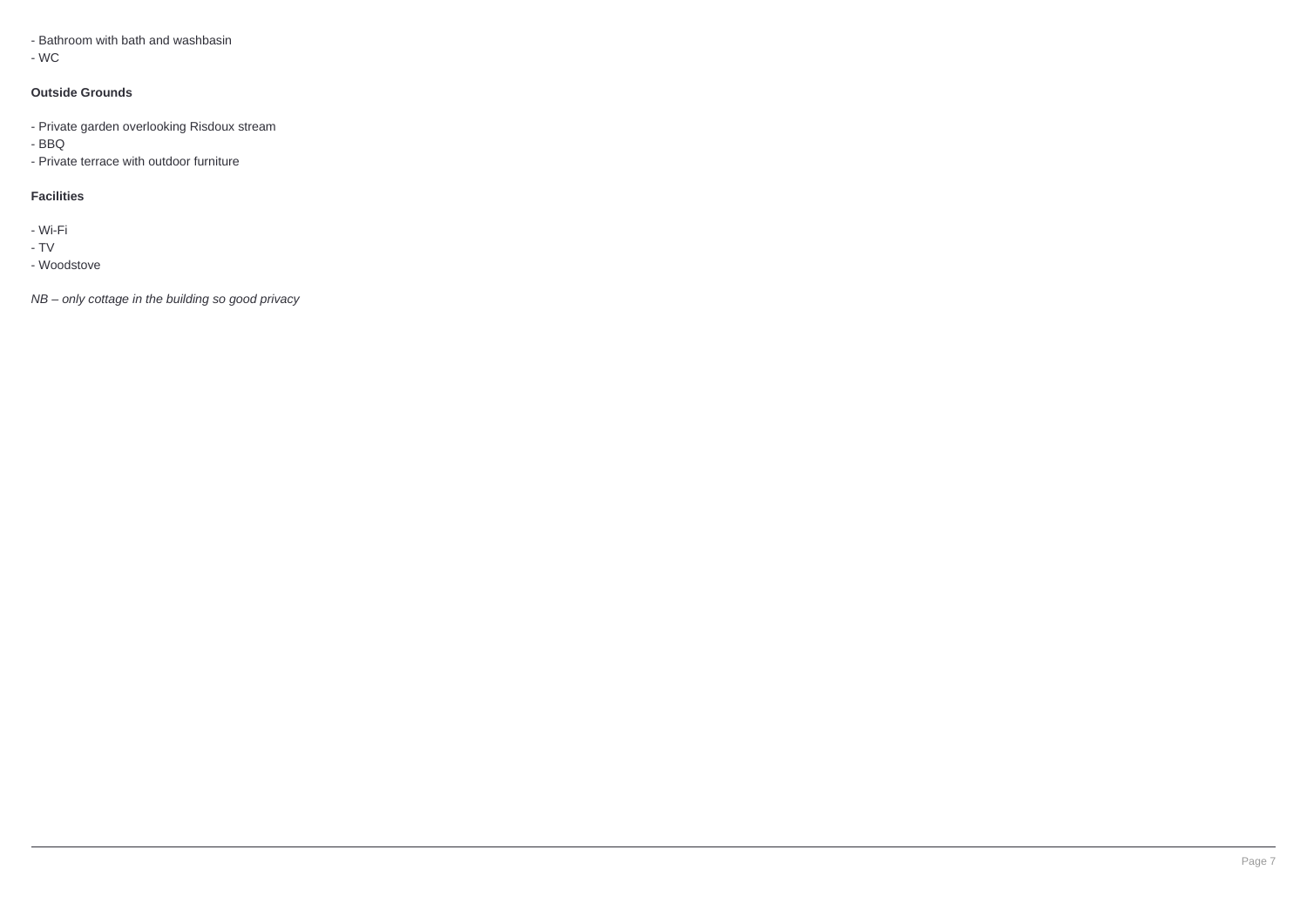- Bathroom with bath and washbasin
- WC

**Outside Grounds**

- Private garden overlooking Risdoux stream
- BBQ
- Private terrace with outdoor furniture

**Facilities**

- Wi-Fi
- TV
- Woodstove

*NB – only cottage in the building so good privacy*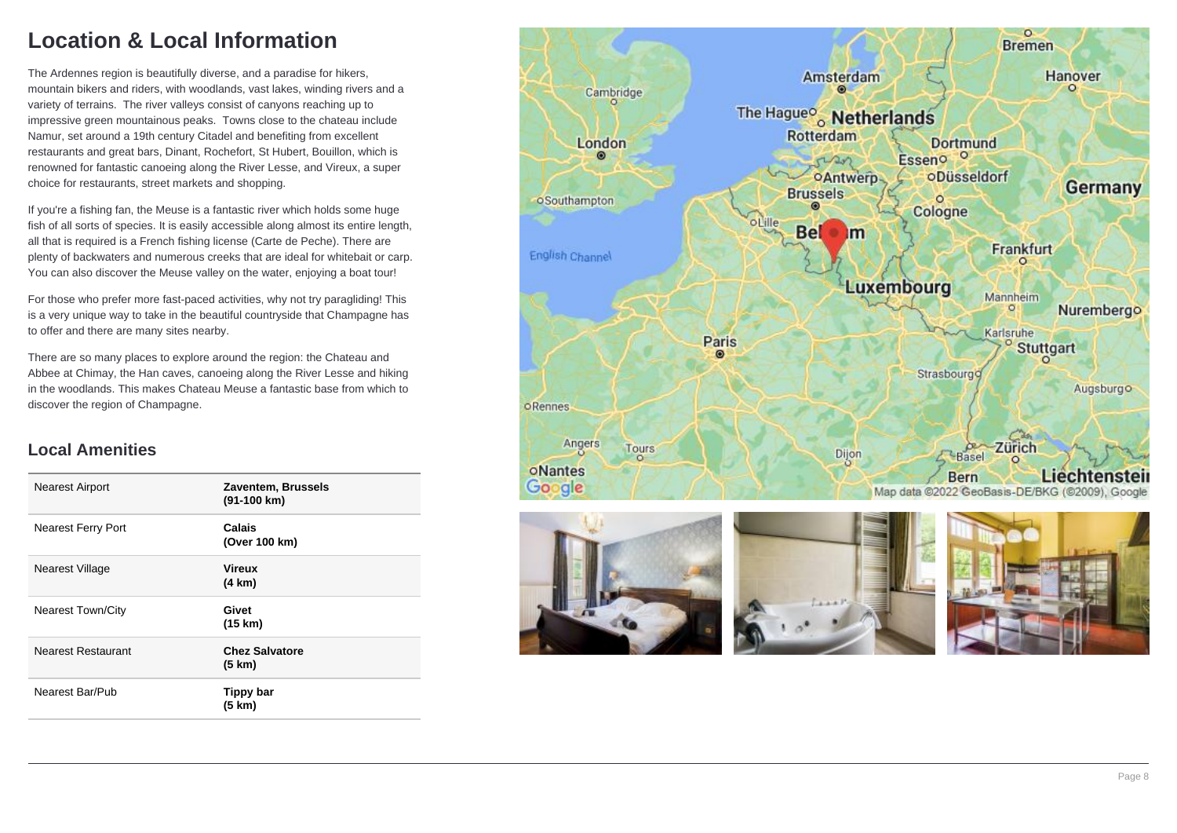# Location & Local Information

The Ardennes region is beautifully diverse, and a paradise for hikers, mountain bikers and riders, with woodlands, vast lakes, winding rivers and a variety of terrains. The river valleys consist of canyons reaching up to impressive green mountainous peaks. Towns close to the chateau include Namur, set around a 19th century Citadel and benefiting from excellent restaurants and great bars, Dinant, Rochefort, St Hubert, Bouillon, which is renowned for fantastic canoeing along the River Lesse, and Vireux, a super choice for restaurants, street markets and shopping.

If you're a fishing fan, the Meuse is a fantastic river which holds some huge fish of all sorts of species. It is easily accessible along almost its entire length, all that is required is a French fishing license (Carte de Peche). There are plenty of backwaters and numerous creeks that are ideal for whitebait or carp. You can also discover the Meuse valley on the water, enjoying a boat tour!

For those who prefer more fast-paced activities, why not try paragliding! This is a very unique way to take in the beautiful countryside that Champagne has to offer and there are many sites nearby.

There are so many places to explore around the region: the Chateau and Abbee at Chimay, the Han caves, canoeing along the River Lesse and hiking in the woodlands. This makes Chateau Meuse a fantastic base from which to discover the region of Champagne.

## Local Amenities

| | |
|---|---|
| Nearest Airport | **Zaventem, Brussels (91-100 km)** |
| Nearest Ferry Port | **Calais (Over 100 km)** |
| Nearest Village | **Vireux (4 km)** |
| Nearest Town/City | **Givet (15 km)** |
| Nearest Restaurant | **Chez Salvatore (5 km)** |
| Nearest Bar/Pub | **Tippy bar (5 km)** |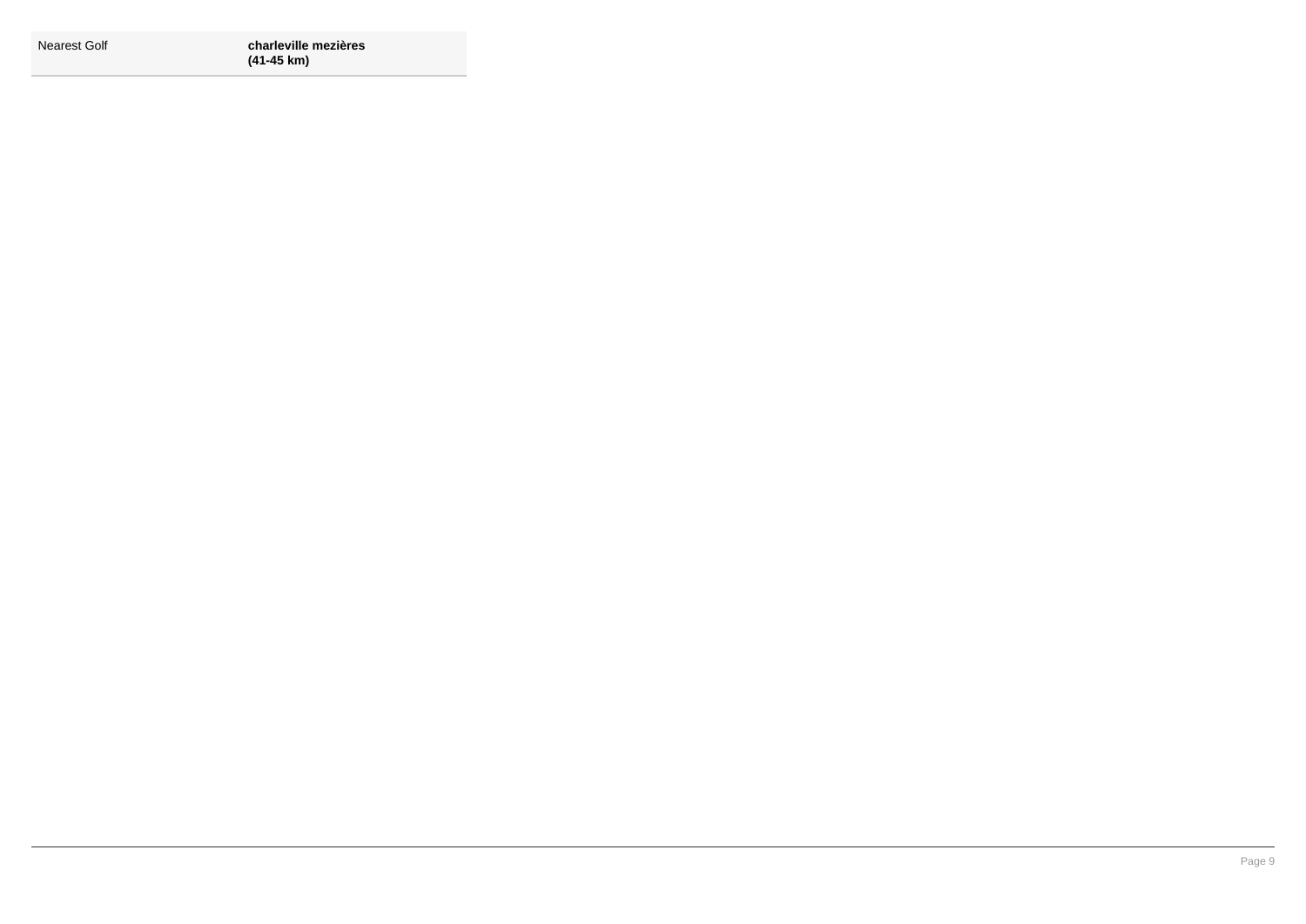| Nearest Golf | **charleville mezières (41-45 km)** |
|---|---|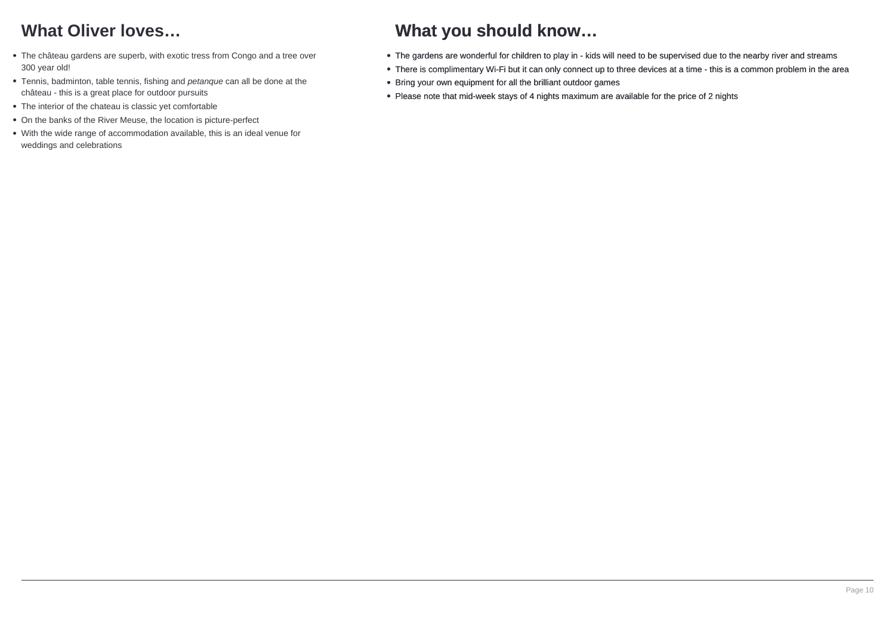## What Oliver loves…

- The château gardens are superb, with exotic tress from Congo and a tree over 300 year old!
- Tennis, badminton, table tennis, fishing and *petanque* can all be done at the château - this is a great place for outdoor pursuits
- The interior of the chateau is classic yet comfortable
- On the banks of the River Meuse, the location is picture-perfect
- With the wide range of accommodation available, this is an ideal venue for weddings and celebrations

## What you should know…

- The gardens are wonderful for children to play in - kids will need to be supervised due to the nearby river and streams
- There is complimentary Wi-Fi but it can only connect up to three devices at a time - this is a common problem in the area
- Bring your own equipment for all the brilliant outdoor games
- Please note that mid-week stays of 4 nights maximum are available for the price of 2 nights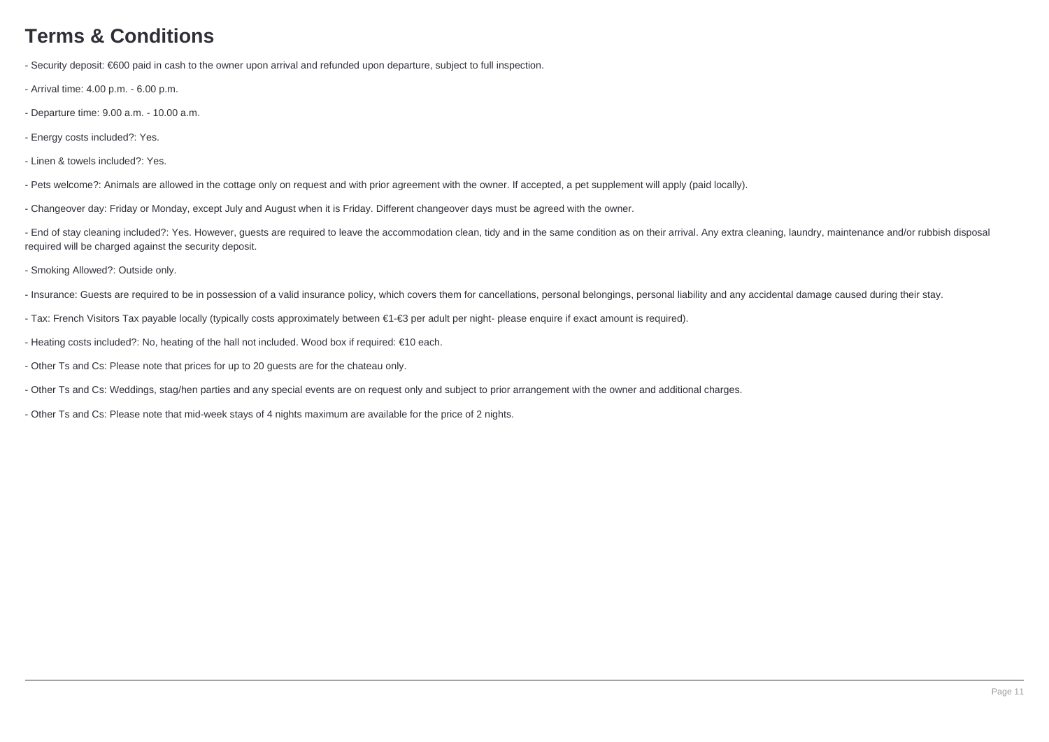# Terms & Conditions

- Security deposit: €600 paid in cash to the owner upon arrival and refunded upon departure, subject to full inspection.
- Arrival time: 4.00 p.m. - 6.00 p.m.
- Departure time: 9.00 a.m. - 10.00 a.m.
- Energy costs included?: Yes.
- Linen & towels included?: Yes.
- Pets welcome?: Animals are allowed in the cottage only on request and with prior agreement with the owner. If accepted, a pet supplement will apply (paid locally).
- Changeover day: Friday or Monday, except July and August when it is Friday. Different changeover days must be agreed with the owner.
- End of stay cleaning included?: Yes. However, guests are required to leave the accommodation clean, tidy and in the same condition as on their arrival. Any extra cleaning, laundry, maintenance and/or rubbish disposal required will be charged against the security deposit.
- Smoking Allowed?: Outside only.
- Insurance: Guests are required to be in possession of a valid insurance policy, which covers them for cancellations, personal belongings, personal liability and any accidental damage caused during their stay.
- Tax: French Visitors Tax payable locally (typically costs approximately between €1-€3 per adult per night- please enquire if exact amount is required).
- Heating costs included?: No, heating of the hall not included. Wood box if required: €10 each.
- Other Ts and Cs: Please note that prices for up to 20 guests are for the chateau only.
- Other Ts and Cs: Weddings, stag/hen parties and any special events are on request only and subject to prior arrangement with the owner and additional charges.
- Other Ts and Cs: Please note that mid-week stays of 4 nights maximum are available for the price of 2 nights.